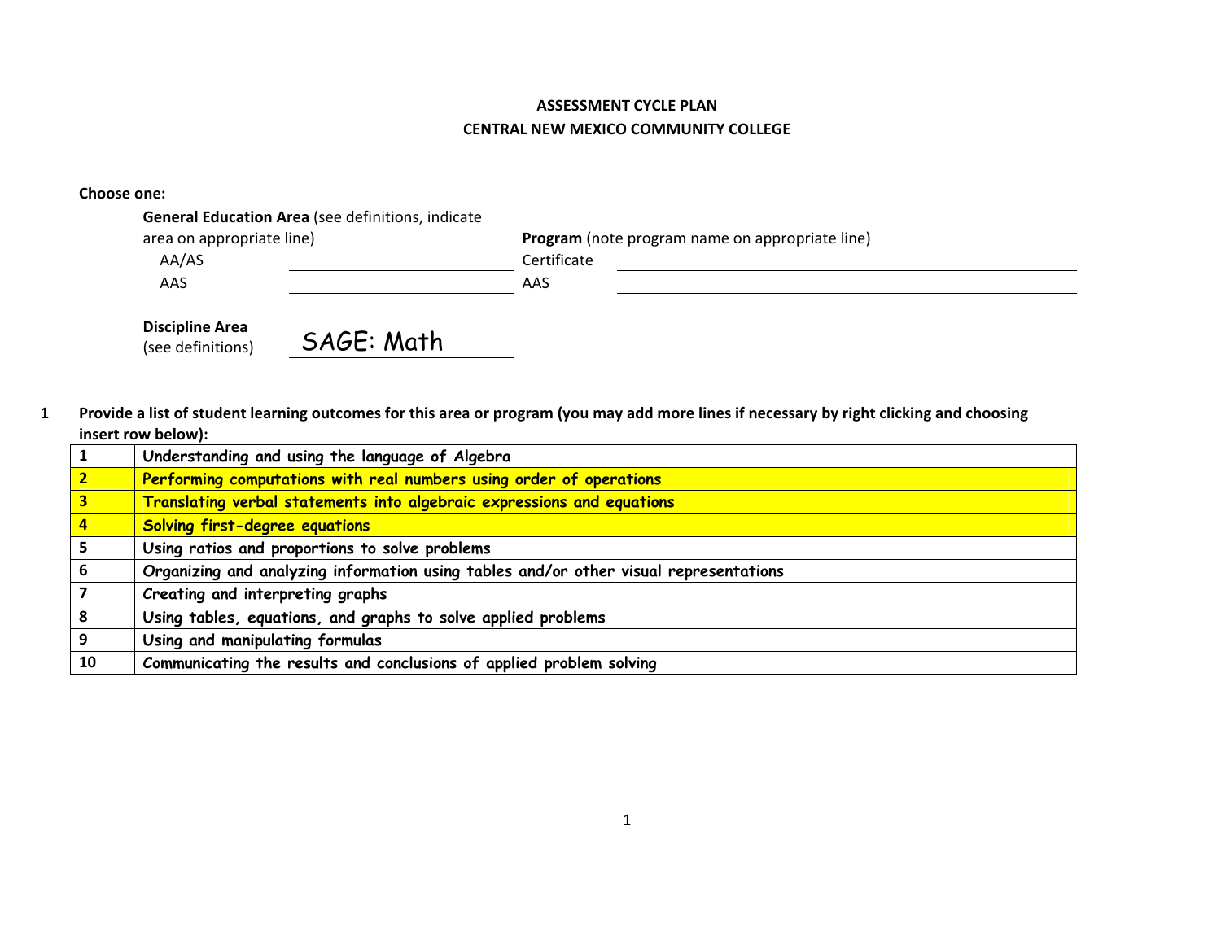**ASSESSMENT CYCLE PLAN**

**CENTRAL NEW MEXICO COMMUNITY COLLEGE**

**Choose one:**

**General Education Area** (see definitions, indicate area on appropriate line)

AA/AS ______________________

AAS ______________________

**Program** (note program name on appropriate line)

Certificate ______________________

AAS ______________________

**Discipline Area** (see definitions) SAGE: Math

**1 Provide a list of student learning outcomes for this area or program (you may add more lines if necessary by right clicking and choosing insert row below):**

| | |
|---|---|
| **1** | **Understanding and using the language of Algebra** |
| **2** | **Performing computations with real numbers using order of operations** |
| **3** | **Translating verbal statements into algebraic expressions and equations** |
| **4** | **Solving first-degree equations** |
| **5** | **Using ratios and proportions to solve problems** |
| **6** | **Organizing and analyzing information using tables and/or other visual representations** |
| **7** | **Creating and interpreting graphs** |
| **8** | **Using tables, equations, and graphs to solve applied problems** |
| **9** | **Using and manipulating formulas** |
| **10** | **Communicating the results and conclusions of applied problem solving** |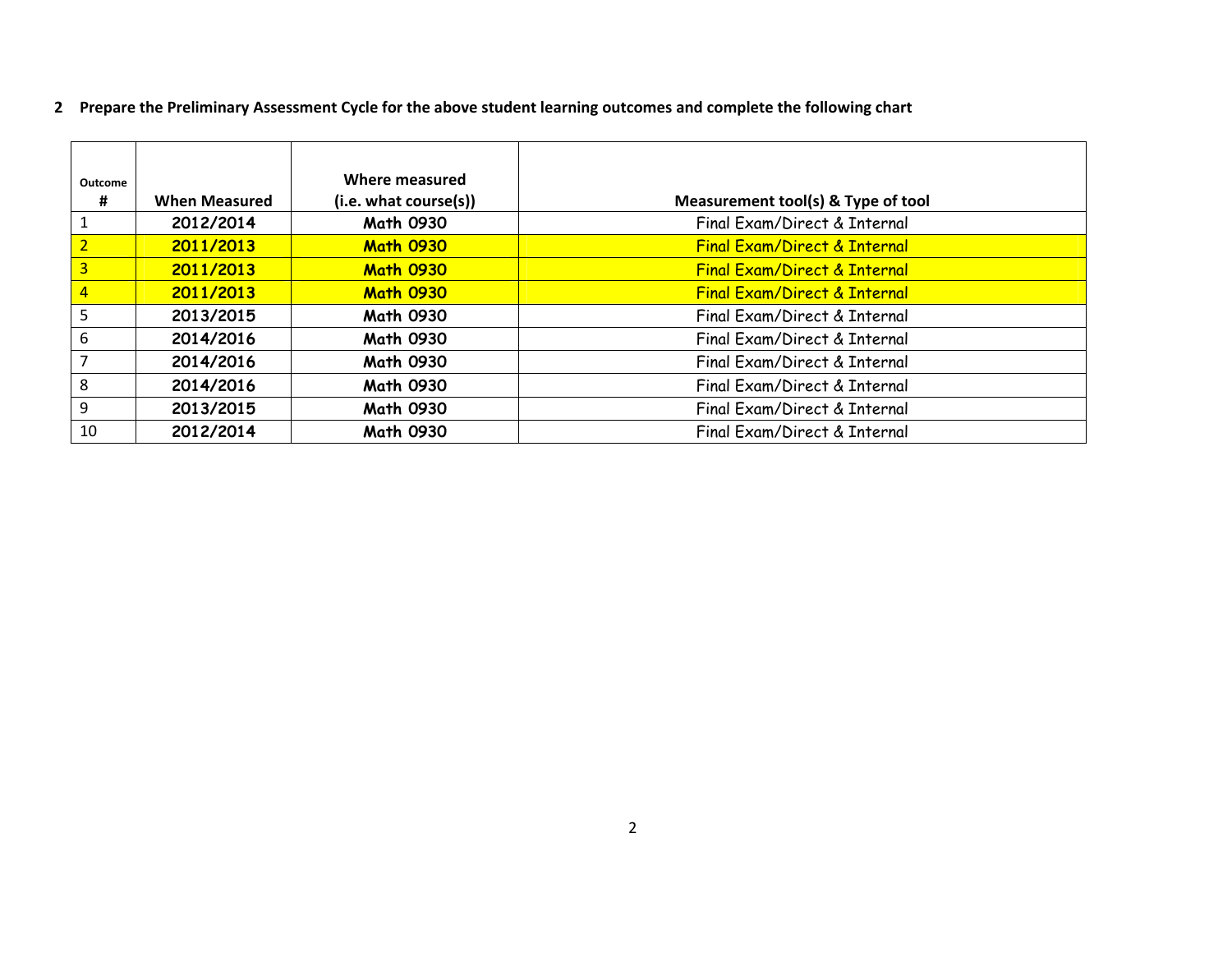**2 Prepare the Preliminary Assessment Cycle for the above student learning outcomes and complete the following chart**

| Outcome # | When Measured | Where measured (i.e. what course(s)) | Measurement tool(s) & Type of tool |
|---|---|---|---|
| 1 | 2012/2014 | Math 0930 | Final Exam/Direct & Internal |
| 2 | 2011/2013 | Math 0930 | Final Exam/Direct & Internal |
| 3 | 2011/2013 | Math 0930 | Final Exam/Direct & Internal |
| 4 | 2011/2013 | Math 0930 | Final Exam/Direct & Internal |
| 5 | 2013/2015 | Math 0930 | Final Exam/Direct & Internal |
| 6 | 2014/2016 | Math 0930 | Final Exam/Direct & Internal |
| 7 | 2014/2016 | Math 0930 | Final Exam/Direct & Internal |
| 8 | 2014/2016 | Math 0930 | Final Exam/Direct & Internal |
| 9 | 2013/2015 | Math 0930 | Final Exam/Direct & Internal |
| 10 | 2012/2014 | Math 0930 | Final Exam/Direct & Internal |